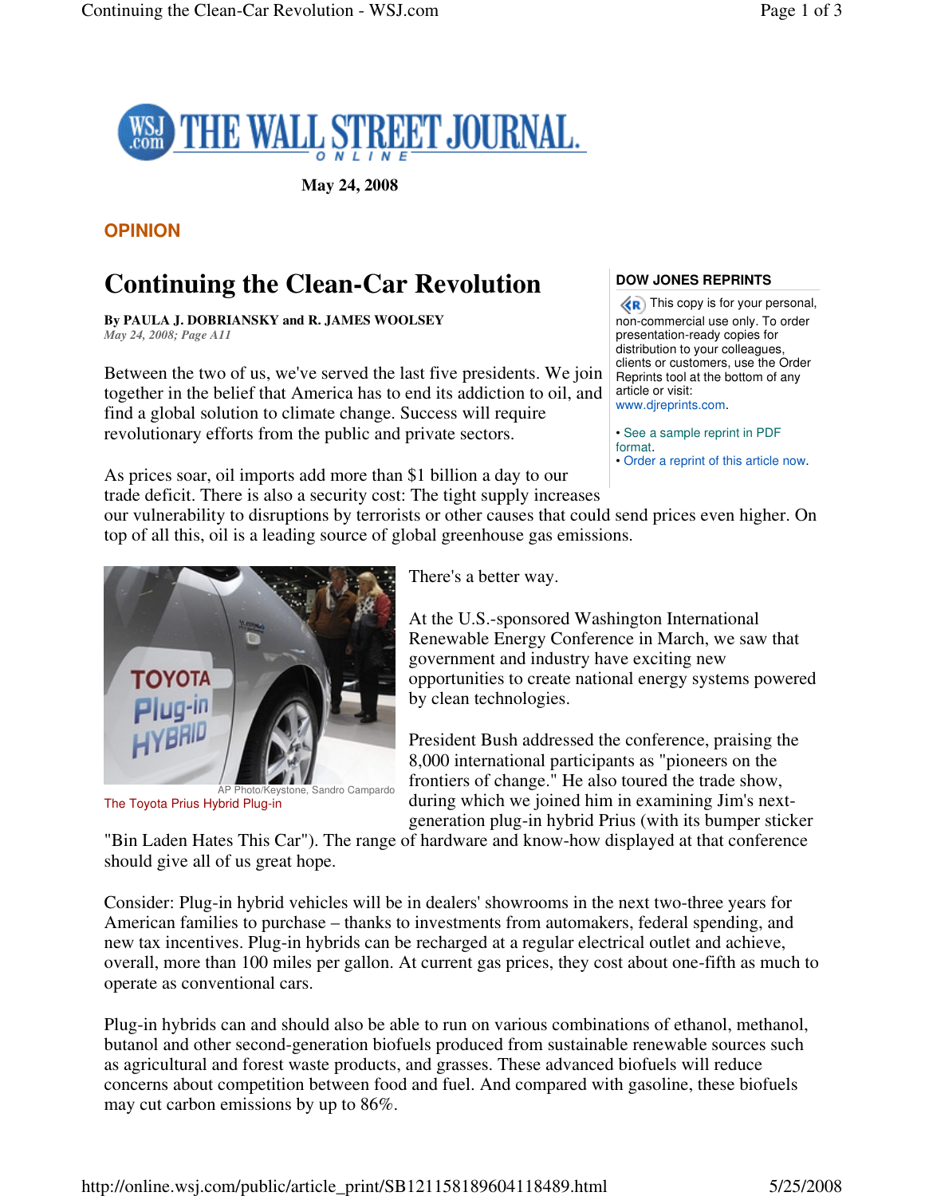May 24, 2008

**OPINION**

# Continuing the Clean-Car Revolution

**By PAULA J. DOBRIANSKY and R. JAMES WOOLSEY**
*May 24, 2008; Page A11*

**DOW JONES REPRINTS**

This copy is for your personal, non-commercial use only. To order presentation-ready copies for distribution to your colleagues, clients or customers, use the Order Reprints tool at the bottom of any article or visit: www.djreprints.com.

- See a sample reprint in PDF format.
- Order a reprint of this article now.

Between the two of us, we've served the last five presidents. We join together in the belief that America has to end its addiction to oil, and find a global solution to climate change. Success will require revolutionary efforts from the public and private sectors.

As prices soar, oil imports add more than $1 billion a day to our trade deficit. There is also a security cost: The tight supply increases our vulnerability to disruptions by terrorists or other causes that could send prices even higher. On top of all this, oil is a leading source of global greenhouse gas emissions.

AP Photo/Keystone, Sandro Campardo
The Toyota Prius Hybrid Plug-in

There's a better way.

At the U.S.-sponsored Washington International Renewable Energy Conference in March, we saw that government and industry have exciting new opportunities to create national energy systems powered by clean technologies.

President Bush addressed the conference, praising the 8,000 international participants as "pioneers on the frontiers of change." He also toured the trade show, during which we joined him in examining Jim's next-generation plug-in hybrid Prius (with its bumper sticker "Bin Laden Hates This Car"). The range of hardware and know-how displayed at that conference should give all of us great hope.

Consider: Plug-in hybrid vehicles will be in dealers' showrooms in the next two-three years for American families to purchase – thanks to investments from automakers, federal spending, and new tax incentives. Plug-in hybrids can be recharged at a regular electrical outlet and achieve, overall, more than 100 miles per gallon. At current gas prices, they cost about one-fifth as much to operate as conventional cars.

Plug-in hybrids can and should also be able to run on various combinations of ethanol, methanol, butanol and other second-generation biofuels produced from sustainable renewable sources such as agricultural and forest waste products, and grasses. These advanced biofuels will reduce concerns about competition between food and fuel. And compared with gasoline, these biofuels may cut carbon emissions by up to 86%.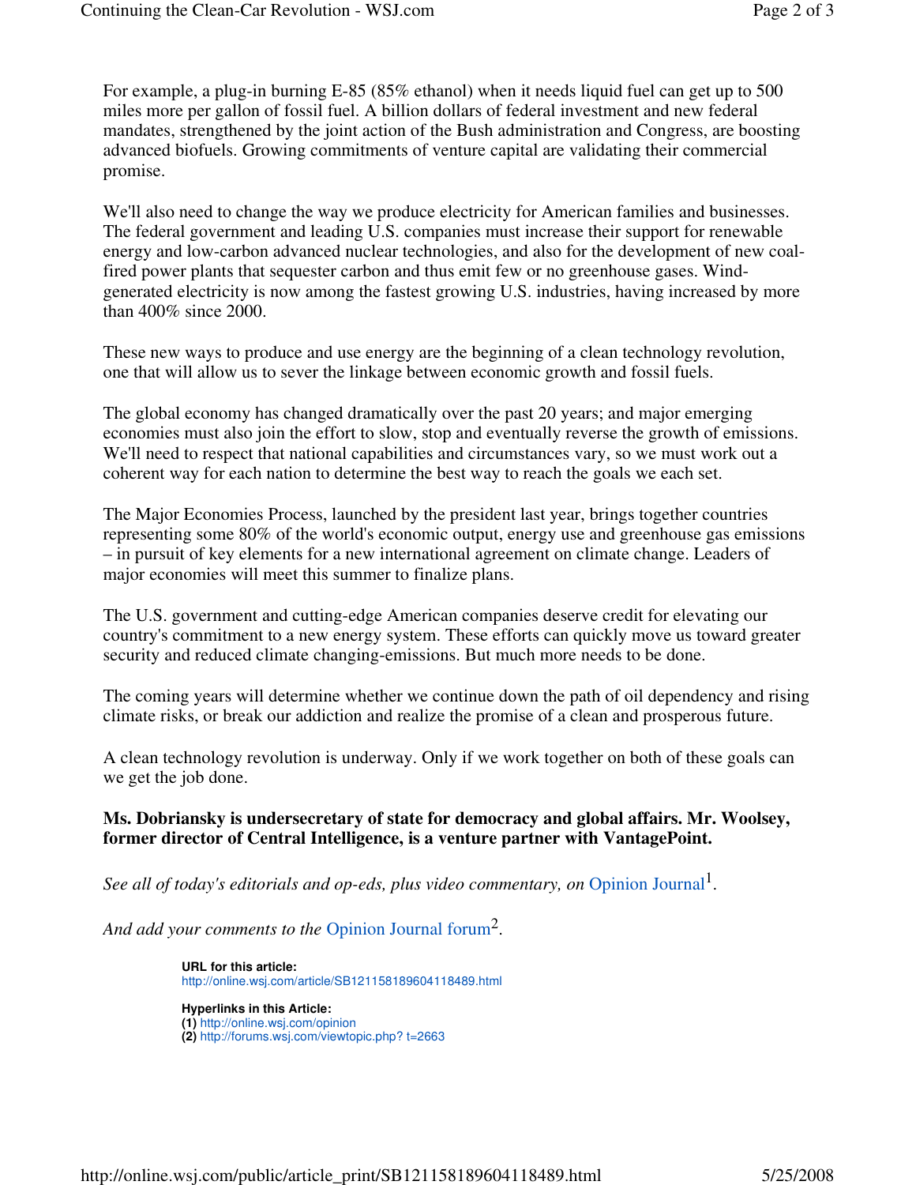For example, a plug-in burning E-85 (85% ethanol) when it needs liquid fuel can get up to 500 miles more per gallon of fossil fuel. A billion dollars of federal investment and new federal mandates, strengthened by the joint action of the Bush administration and Congress, are boosting advanced biofuels. Growing commitments of venture capital are validating their commercial promise.

We'll also need to change the way we produce electricity for American families and businesses. The federal government and leading U.S. companies must increase their support for renewable energy and low-carbon advanced nuclear technologies, and also for the development of new coal-fired power plants that sequester carbon and thus emit few or no greenhouse gases. Wind-generated electricity is now among the fastest growing U.S. industries, having increased by more than 400% since 2000.

These new ways to produce and use energy are the beginning of a clean technology revolution, one that will allow us to sever the linkage between economic growth and fossil fuels.

The global economy has changed dramatically over the past 20 years; and major emerging economies must also join the effort to slow, stop and eventually reverse the growth of emissions. We'll need to respect that national capabilities and circumstances vary, so we must work out a coherent way for each nation to determine the best way to reach the goals we each set.

The Major Economies Process, launched by the president last year, brings together countries representing some 80% of the world's economic output, energy use and greenhouse gas emissions – in pursuit of key elements for a new international agreement on climate change. Leaders of major economies will meet this summer to finalize plans.

The U.S. government and cutting-edge American companies deserve credit for elevating our country's commitment to a new energy system. These efforts can quickly move us toward greater security and reduced climate changing-emissions. But much more needs to be done.

The coming years will determine whether we continue down the path of oil dependency and rising climate risks, or break our addiction and realize the promise of a clean and prosperous future.

A clean technology revolution is underway. Only if we work together on both of these goals can we get the job done.

**Ms. Dobriansky is undersecretary of state for democracy and global affairs. Mr. Woolsey, former director of Central Intelligence, is a venture partner with VantagePoint.**

*See all of today's editorials and op-eds, plus video commentary, on* Opinion Journal[1].

*And add your comments to the* Opinion Journal forum[2].

**URL for this article:**
http://online.wsj.com/article/SB121158189604118489.html

**Hyperlinks in this Article:**
**(1)** http://online.wsj.com/opinion
**(2)** http://forums.wsj.com/viewtopic.php? t=2663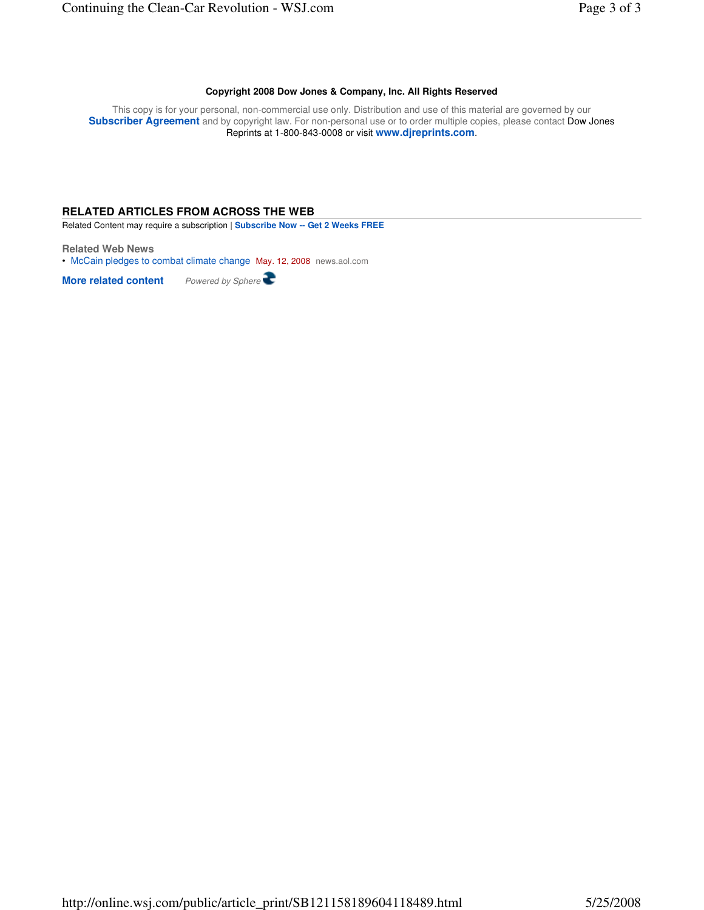**Copyright 2008 Dow Jones & Company, Inc. All Rights Reserved**

This copy is for your personal, non-commercial use only. Distribution and use of this material are governed by our **Subscriber Agreement** and by copyright law. For non-personal use or to order multiple copies, please contact Dow Jones Reprints at 1-800-843-0008 or visit **www.djreprints.com**.

## RELATED ARTICLES FROM ACROSS THE WEB

Related Content may require a subscription | **Subscribe Now -- Get 2 Weeks FREE**

**Related Web News**

- McCain pledges to combat climate change May. 12, 2008 news.aol.com

**More related content** *Powered by Sphere*